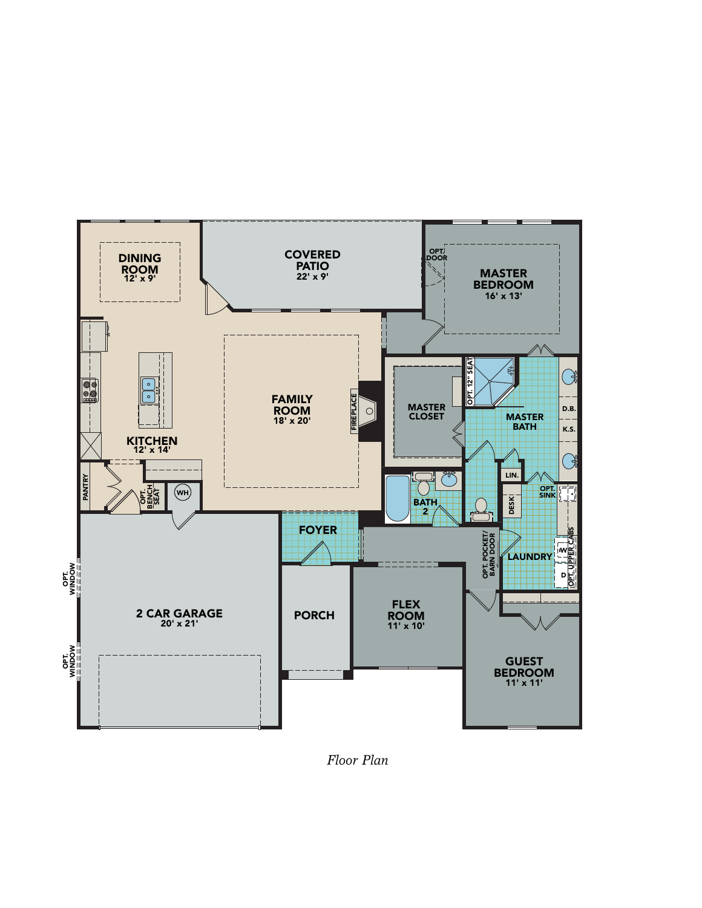DINING ROOM
12' x 9'

COVERED PATIO
22' x 9'

OPT. DOOR

MASTER BEDROOM
16' x 13'

FAMILY ROOM
18' x 20'

FIREPLACE

KITCHEN
12' x 14'

MASTER CLOSET

OPT. 12" SEAT

MASTER BATH

D.B.

K.S.

LIN.

OPT. SINK

DESK

PANTRY

OPT. BENCH SEAT

WH

BATH 2

FOYER

OPT. POCKET/ BARN DOOR

LAUNDRY

W

D

OPT. UPPER CABS

OPT. WINDOW

2 CAR GARAGE
20' x 21'

OPT. WINDOW

PORCH

FLEX ROOM
11' x 10'

GUEST BEDROOM
11' x 11'

*Floor Plan*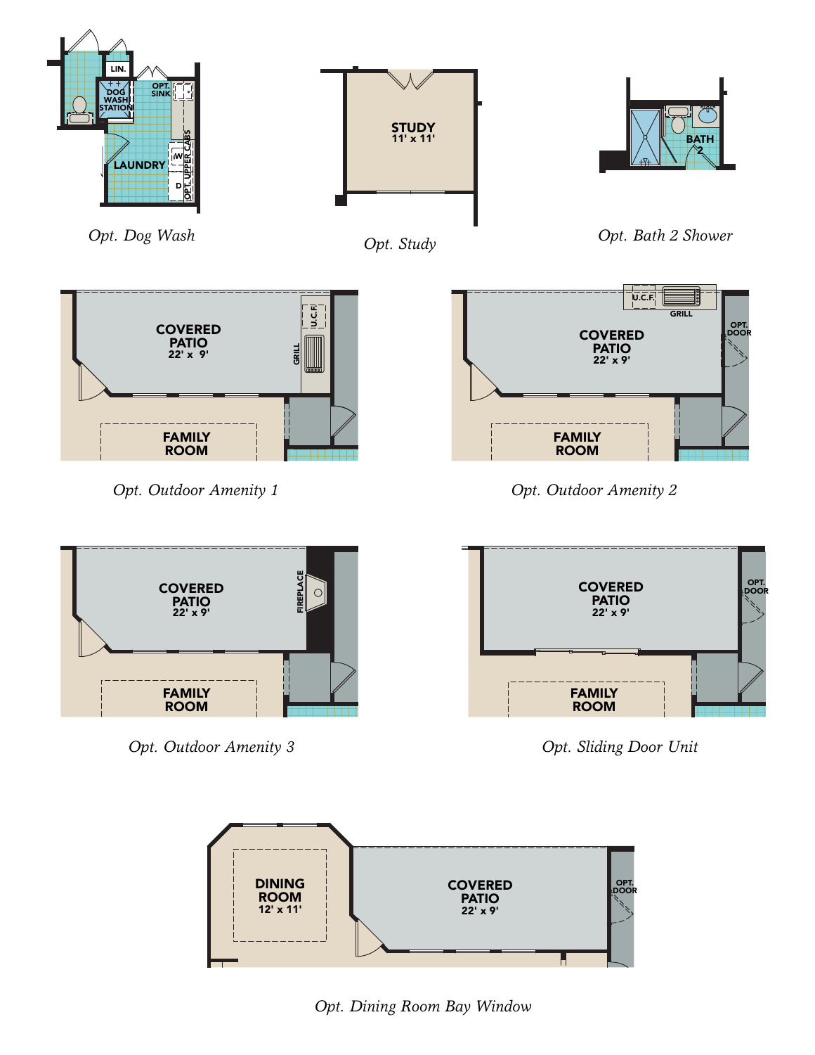LIN.

DOG WASH STATION

OPT. SINK

LAUNDRY

W

D

OPT. UPPER CABS

*Opt. Dog Wash*

STUDY
11' x 11'

*Opt. Study*

BATH 2

*Opt. Bath 2 Shower*

COVERED PATIO
22' x 9'

U.C.F.

GRILL

FAMILY ROOM

*Opt. Outdoor Amenity 1*

U.C.F.

GRILL

COVERED PATIO
22' x 9'

OPT. DOOR

FAMILY ROOM

*Opt. Outdoor Amenity 2*

COVERED PATIO
22' x 9'

FIREPLACE

FAMILY ROOM

*Opt. Outdoor Amenity 3*

COVERED PATIO
22' x 9'

OPT. DOOR

FAMILY ROOM

*Opt. Sliding Door Unit*

DINING ROOM
12' x 11'

COVERED PATIO
22' x 9'

OPT. DOOR

*Opt. Dining Room Bay Window*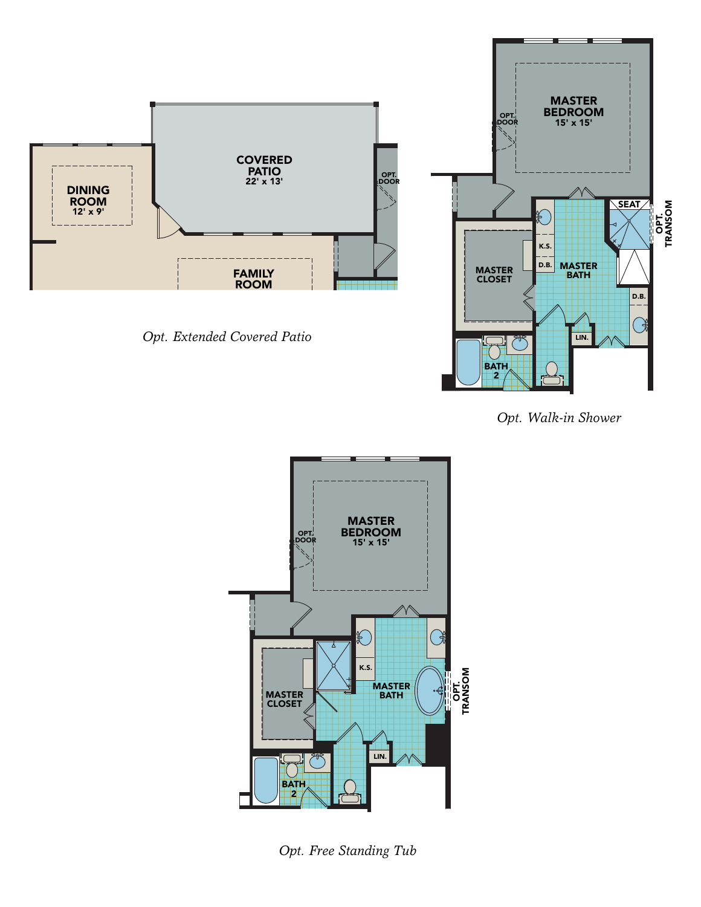DINING ROOM
12' x 9'

COVERED PATIO
22' x 13'

OPT. DOOR

FAMILY ROOM

*Opt. Extended Covered Patio*

MASTER BEDROOM
15' x 15'

OPT. DOOR

MASTER CLOSET

K.S.

D.B.

MASTER BATH

SEAT

OPT. TRANSOM

D.B.

LIN.

BATH 2

*Opt. Walk-in Shower*

MASTER BEDROOM
15' x 15'

OPT. DOOR

MASTER CLOSET

K.S.

MASTER BATH

OPT. TRANSOM

LIN.

BATH 2

*Opt. Free Standing Tub*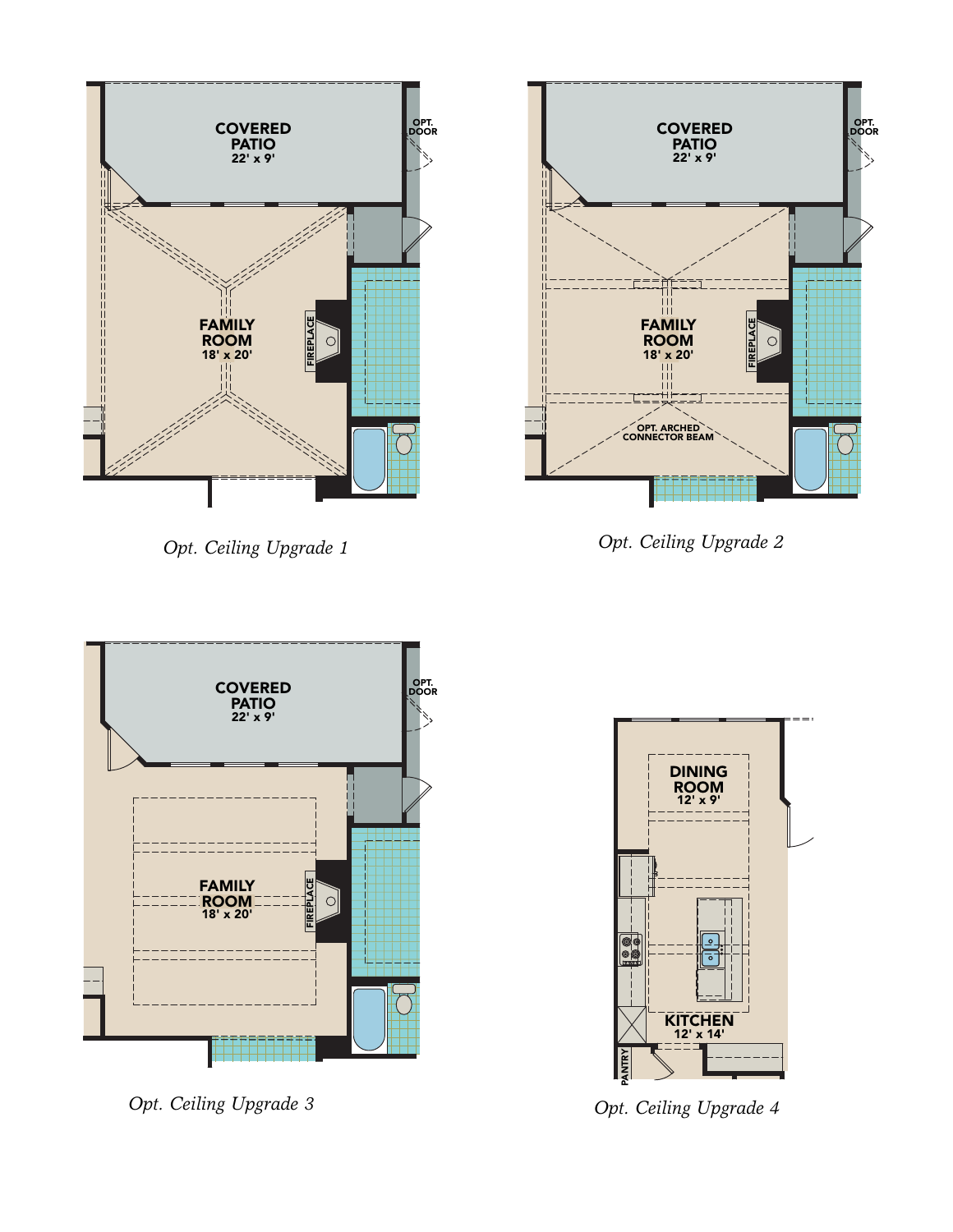COVERED
PATIO
22' x 9'

OPT.
DOOR

FAMILY
ROOM
18' x 20'

FIREPLACE

*Opt. Ceiling Upgrade 1*

COVERED
PATIO
22' x 9'

OPT.
DOOR

FAMILY
ROOM
18' x 20'

FIREPLACE

OPT. ARCHED
CONNECTOR BEAM

*Opt. Ceiling Upgrade 2*

COVERED
PATIO
22' x 9'

OPT.
DOOR

FAMILY
ROOM
18' x 20'

FIREPLACE

*Opt. Ceiling Upgrade 3*

DINING
ROOM
12' x 9'

KITCHEN
12' x 14'

PANTRY

*Opt. Ceiling Upgrade 4*